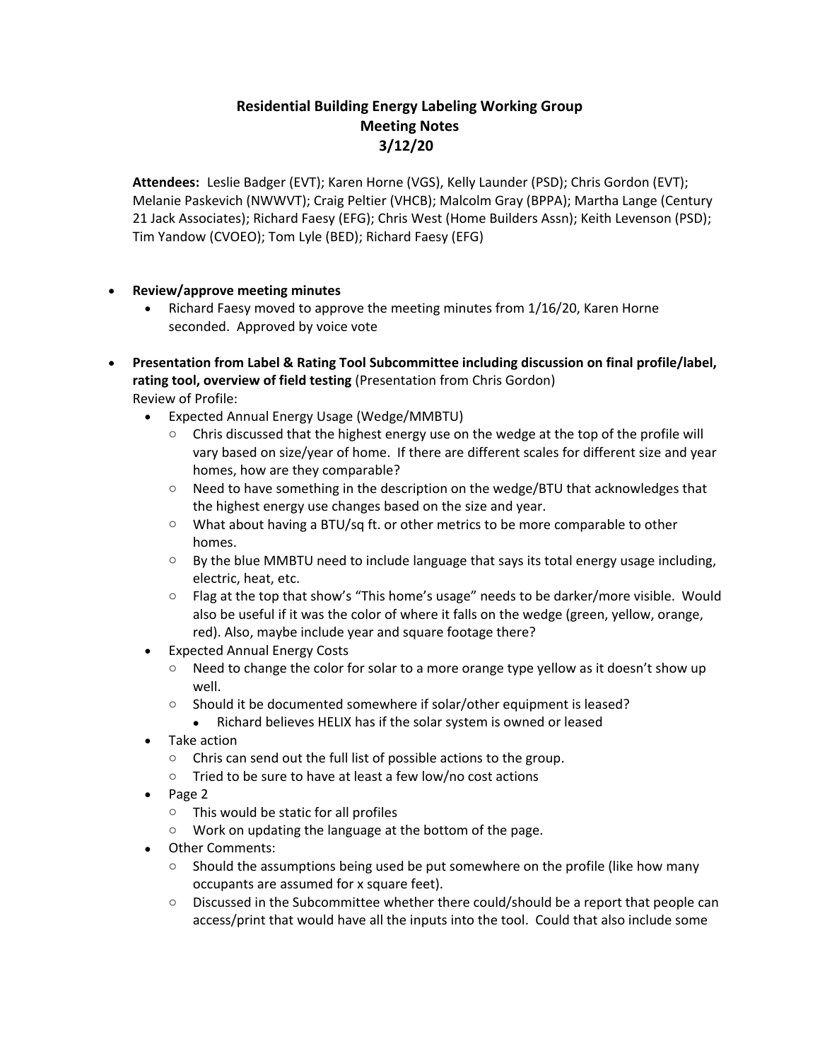# Residential Building Energy Labeling Working Group
## Meeting Notes
## 3/12/20

**Attendees:** Leslie Badger (EVT); Karen Horne (VGS), Kelly Launder (PSD); Chris Gordon (EVT); Melanie Paskevich (NWWVT); Craig Peltier (VHCB); Malcolm Gray (BPPA); Martha Lange (Century 21 Jack Associates); Richard Faesy (EFG); Chris West (Home Builders Assn); Keith Levenson (PSD); Tim Yandow (CVOEO); Tom Lyle (BED); Richard Faesy (EFG)

- **Review/approve meeting minutes**
  - Richard Faesy moved to approve the meeting minutes from 1/16/20, Karen Horne seconded. Approved by voice vote
- **Presentation from Label & Rating Tool Subcommittee including discussion on final profile/label, rating tool, overview of field testing** (Presentation from Chris Gordon)
  Review of Profile:
  - Expected Annual Energy Usage (Wedge/MMBTU)
    - Chris discussed that the highest energy use on the wedge at the top of the profile will vary based on size/year of home. If there are different scales for different size and year homes, how are they comparable?
    - Need to have something in the description on the wedge/BTU that acknowledges that the highest energy use changes based on the size and year.
    - What about having a BTU/sq ft. or other metrics to be more comparable to other homes.
    - By the blue MMBTU need to include language that says its total energy usage including, electric, heat, etc.
    - Flag at the top that show's "This home's usage" needs to be darker/more visible. Would also be useful if it was the color of where it falls on the wedge (green, yellow, orange, red). Also, maybe include year and square footage there?
  - Expected Annual Energy Costs
    - Need to change the color for solar to a more orange type yellow as it doesn't show up well.
    - Should it be documented somewhere if solar/other equipment is leased?
      - Richard believes HELIX has if the solar system is owned or leased
  - Take action
    - Chris can send out the full list of possible actions to the group.
    - Tried to be sure to have at least a few low/no cost actions
  - Page 2
    - This would be static for all profiles
    - Work on updating the language at the bottom of the page.
  - Other Comments:
    - Should the assumptions being used be put somewhere on the profile (like how many occupants are assumed for x square feet).
    - Discussed in the Subcommittee whether there could/should be a report that people can access/print that would have all the inputs into the tool. Could that also include some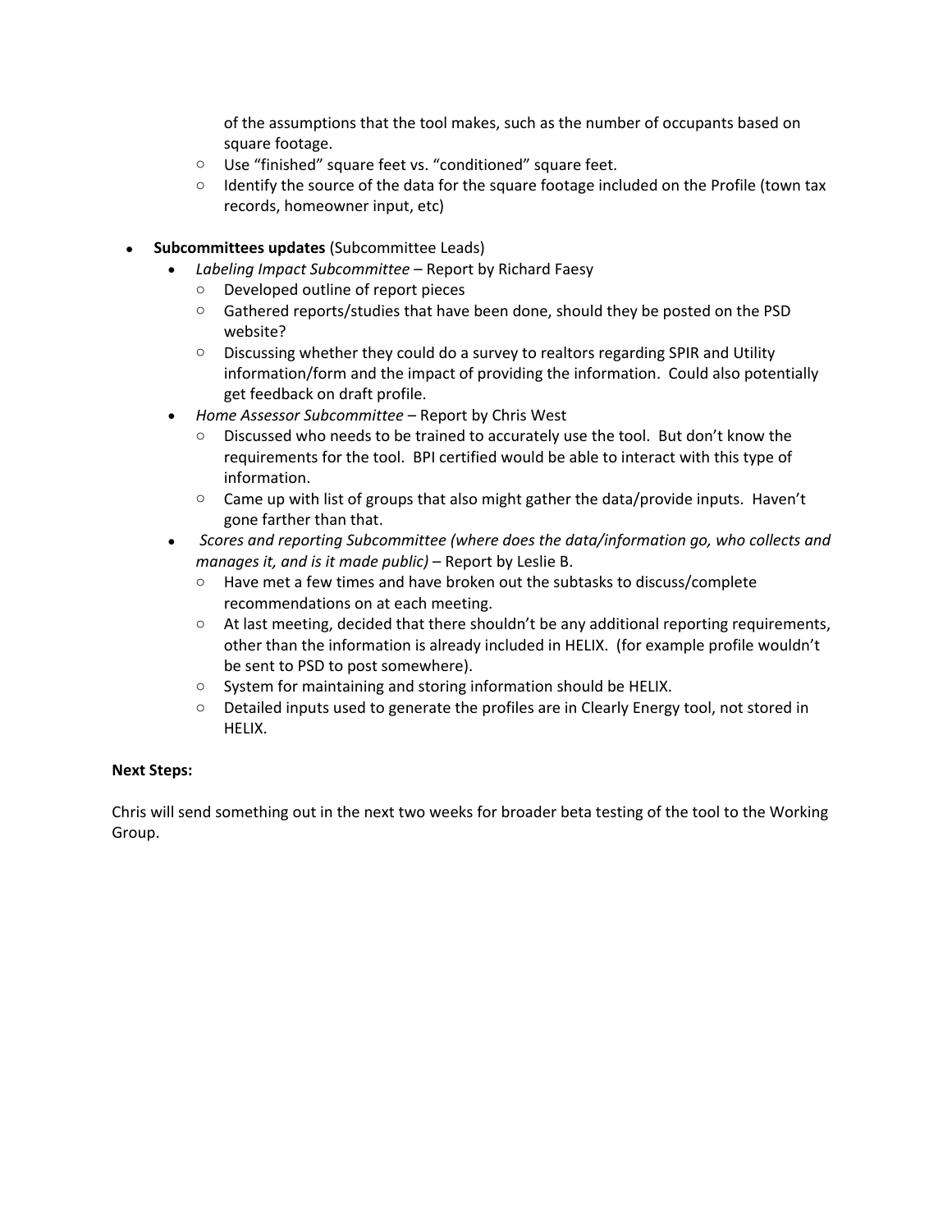- of the assumptions that the tool makes, such as the number of occupants based on square footage.
    - Use "finished" square feet vs. "conditioned" square feet.
    - Identify the source of the data for the square footage included on the Profile (town tax records, homeowner input, etc)

- **Subcommittees updates** (Subcommittee Leads)
  - *Labeling Impact Subcommittee* – Report by Richard Faesy
    - Developed outline of report pieces
    - Gathered reports/studies that have been done, should they be posted on the PSD website?
    - Discussing whether they could do a survey to realtors regarding SPIR and Utility information/form and the impact of providing the information. Could also potentially get feedback on draft profile.
  - *Home Assessor Subcommittee* – Report by Chris West
    - Discussed who needs to be trained to accurately use the tool. But don't know the requirements for the tool. BPI certified would be able to interact with this type of information.
    - Came up with list of groups that also might gather the data/provide inputs. Haven't gone farther than that.
  - *Scores and reporting Subcommittee (where does the data/information go, who collects and manages it, and is it made public)* – Report by Leslie B.
    - Have met a few times and have broken out the subtasks to discuss/complete recommendations on at each meeting.
    - At last meeting, decided that there shouldn't be any additional reporting requirements, other than the information is already included in HELIX. (for example profile wouldn't be sent to PSD to post somewhere).
    - System for maintaining and storing information should be HELIX.
    - Detailed inputs used to generate the profiles are in Clearly Energy tool, not stored in HELIX.

**Next Steps:**

Chris will send something out in the next two weeks for broader beta testing of the tool to the Working Group.